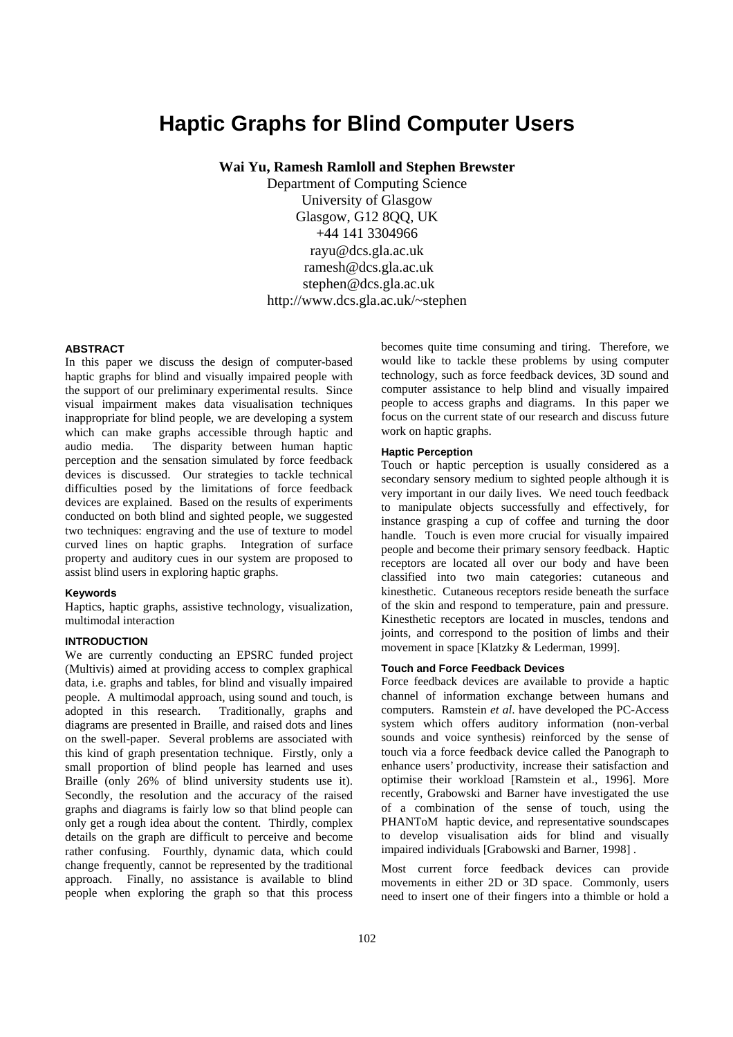# Haptic Graphs for Blind Computer Users

**Wai Yu, Ramesh Ramloll and Stephen Brewster**

Department of Computing Science
University of Glasgow
Glasgow, G12 8QQ, UK
+44 141 3304966
rayu@dcs.gla.ac.uk
ramesh@dcs.gla.ac.uk
stephen@dcs.gla.ac.uk
http://www.dcs.gla.ac.uk/~stephen

### ABSTRACT

In this paper we discuss the design of computer-based haptic graphs for blind and visually impaired people with the support of our preliminary experimental results. Since visual impairment makes data visualisation techniques inappropriate for blind people, we are developing a system which can make graphs accessible through haptic and audio media. The disparity between human haptic perception and the sensation simulated by force feedback devices is discussed. Our strategies to tackle technical difficulties posed by the limitations of force feedback devices are explained. Based on the results of experiments conducted on both blind and sighted people, we suggested two techniques: engraving and the use of texture to model curved lines on haptic graphs. Integration of surface property and auditory cues in our system are proposed to assist blind users in exploring haptic graphs.

### Keywords

Haptics, haptic graphs, assistive technology, visualization, multimodal interaction

### INTRODUCTION

We are currently conducting an EPSRC funded project (Multivis) aimed at providing access to complex graphical data, i.e. graphs and tables, for blind and visually impaired people. A multimodal approach, using sound and touch, is adopted in this research. Traditionally, graphs and diagrams are presented in Braille, and raised dots and lines on the swell-paper. Several problems are associated with this kind of graph presentation technique. Firstly, only a small proportion of blind people has learned and uses Braille (only 26% of blind university students use it). Secondly, the resolution and the accuracy of the raised graphs and diagrams is fairly low so that blind people can only get a rough idea about the content. Thirdly, complex details on the graph are difficult to perceive and become rather confusing. Fourthly, dynamic data, which could change frequently, cannot be represented by the traditional approach. Finally, no assistance is available to blind people when exploring the graph so that this process becomes quite time consuming and tiring. Therefore, we would like to tackle these problems by using computer technology, such as force feedback devices, 3D sound and computer assistance to help blind and visually impaired people to access graphs and diagrams. In this paper we focus on the current state of our research and discuss future work on haptic graphs.

#### Haptic Perception

Touch or haptic perception is usually considered as a secondary sensory medium to sighted people although it is very important in our daily lives. We need touch feedback to manipulate objects successfully and effectively, for instance grasping a cup of coffee and turning the door handle. Touch is even more crucial for visually impaired people and become their primary sensory feedback. Haptic receptors are located all over our body and have been classified into two main categories: cutaneous and kinesthetic. Cutaneous receptors reside beneath the surface of the skin and respond to temperature, pain and pressure. Kinesthetic receptors are located in muscles, tendons and joints, and correspond to the position of limbs and their movement in space [Klatzky & Lederman, 1999].

#### Touch and Force Feedback Devices

Force feedback devices are available to provide a haptic channel of information exchange between humans and computers. Ramstein *et al*. have developed the PC-Access system which offers auditory information (non-verbal sounds and voice synthesis) reinforced by the sense of touch via a force feedback device called the Panograph to enhance users' productivity, increase their satisfaction and optimise their workload [Ramstein et al., 1996]. More recently, Grabowski and Barner have investigated the use of a combination of the sense of touch, using the PHANToM haptic device, and representative soundscapes to develop visualisation aids for blind and visually impaired individuals [Grabowski and Barner, 1998] .

Most current force feedback devices can provide movements in either 2D or 3D space. Commonly, users need to insert one of their fingers into a thimble or hold a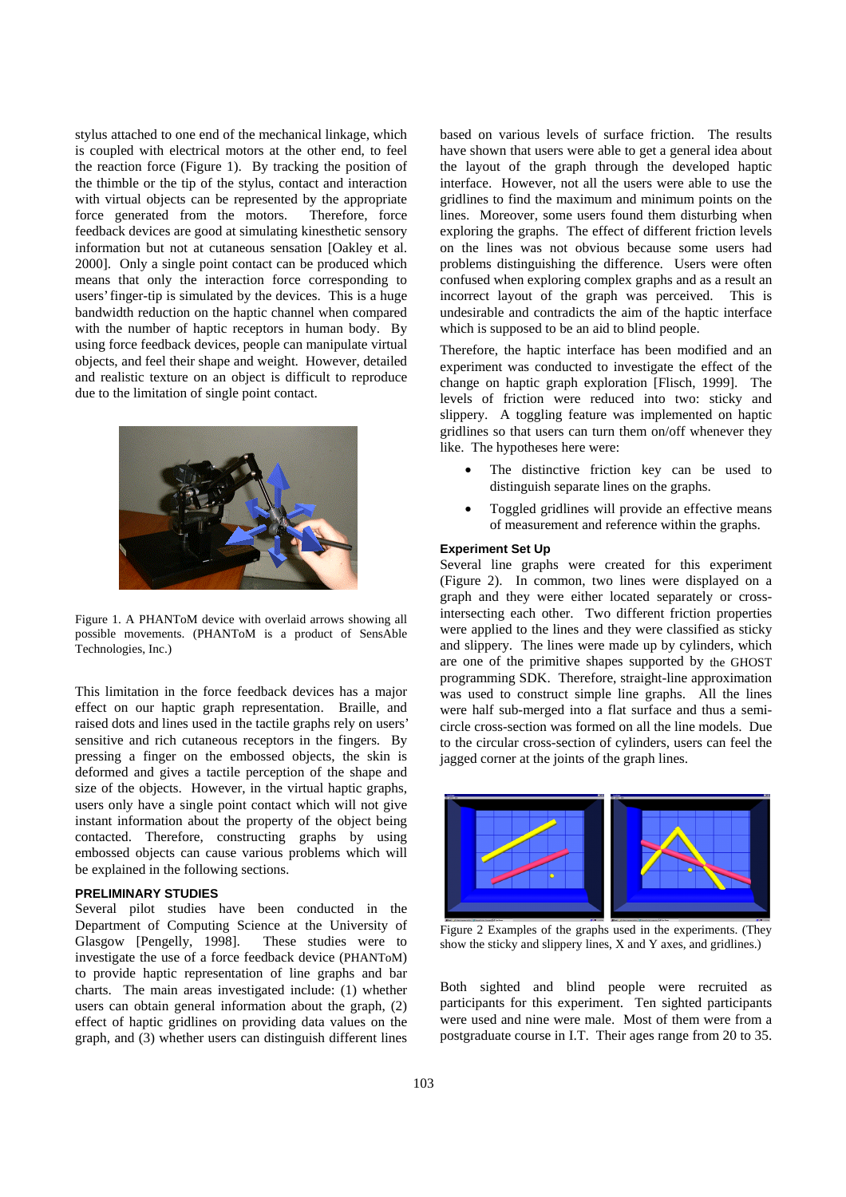stylus attached to one end of the mechanical linkage, which is coupled with electrical motors at the other end, to feel the reaction force (Figure 1). By tracking the position of the thimble or the tip of the stylus, contact and interaction with virtual objects can be represented by the appropriate force generated from the motors. Therefore, force feedback devices are good at simulating kinesthetic sensory information but not at cutaneous sensation [Oakley et al. 2000]. Only a single point contact can be produced which means that only the interaction force corresponding to users' finger-tip is simulated by the devices. This is a huge bandwidth reduction on the haptic channel when compared with the number of haptic receptors in human body. By using force feedback devices, people can manipulate virtual objects, and feel their shape and weight. However, detailed and realistic texture on an object is difficult to reproduce due to the limitation of single point contact.

Figure 1. A PHANToM device with overlaid arrows showing all possible movements. (PHANToM is a product of SensAble Technologies, Inc.)

This limitation in the force feedback devices has a major effect on our haptic graph representation. Braille, and raised dots and lines used in the tactile graphs rely on users' sensitive and rich cutaneous receptors in the fingers. By pressing a finger on the embossed objects, the skin is deformed and gives a tactile perception of the shape and size of the objects. However, in the virtual haptic graphs, users only have a single point contact which will not give instant information about the property of the object being contacted. Therefore, constructing graphs by using embossed objects can cause various problems which will be explained in the following sections.

## PRELIMINARY STUDIES

Several pilot studies have been conducted in the Department of Computing Science at the University of Glasgow [Pengelly, 1998]. These studies were to investigate the use of a force feedback device (PHANToM) to provide haptic representation of line graphs and bar charts. The main areas investigated include: (1) whether users can obtain general information about the graph, (2) effect of haptic gridlines on providing data values on the graph, and (3) whether users can distinguish different lines based on various levels of surface friction. The results have shown that users were able to get a general idea about the layout of the graph through the developed haptic interface. However, not all the users were able to use the gridlines to find the maximum and minimum points on the lines. Moreover, some users found them disturbing when exploring the graphs. The effect of different friction levels on the lines was not obvious because some users had problems distinguishing the difference. Users were often confused when exploring complex graphs and as a result an incorrect layout of the graph was perceived. This is undesirable and contradicts the aim of the haptic interface which is supposed to be an aid to blind people.

Therefore, the haptic interface has been modified and an experiment was conducted to investigate the effect of the change on haptic graph exploration [Flisch, 1999]. The levels of friction were reduced into two: sticky and slippery. A toggling feature was implemented on haptic gridlines so that users can turn them on/off whenever they like. The hypotheses here were:

- The distinctive friction key can be used to distinguish separate lines on the graphs.
- Toggled gridlines will provide an effective means of measurement and reference within the graphs.

### Experiment Set Up

Several line graphs were created for this experiment (Figure 2). In common, two lines were displayed on a graph and they were either located separately or cross-intersecting each other. Two different friction properties were applied to the lines and they were classified as sticky and slippery. The lines were made up by cylinders, which are one of the primitive shapes supported by the GHOST programming SDK. Therefore, straight-line approximation was used to construct simple line graphs. All the lines were half sub-merged into a flat surface and thus a semi-circle cross-section was formed on all the line models. Due to the circular cross-section of cylinders, users can feel the jagged corner at the joints of the graph lines.

Figure 2 Examples of the graphs used in the experiments. (They show the sticky and slippery lines, X and Y axes, and gridlines.)

Both sighted and blind people were recruited as participants for this experiment. Ten sighted participants were used and nine were male. Most of them were from a postgraduate course in I.T. Their ages range from 20 to 35.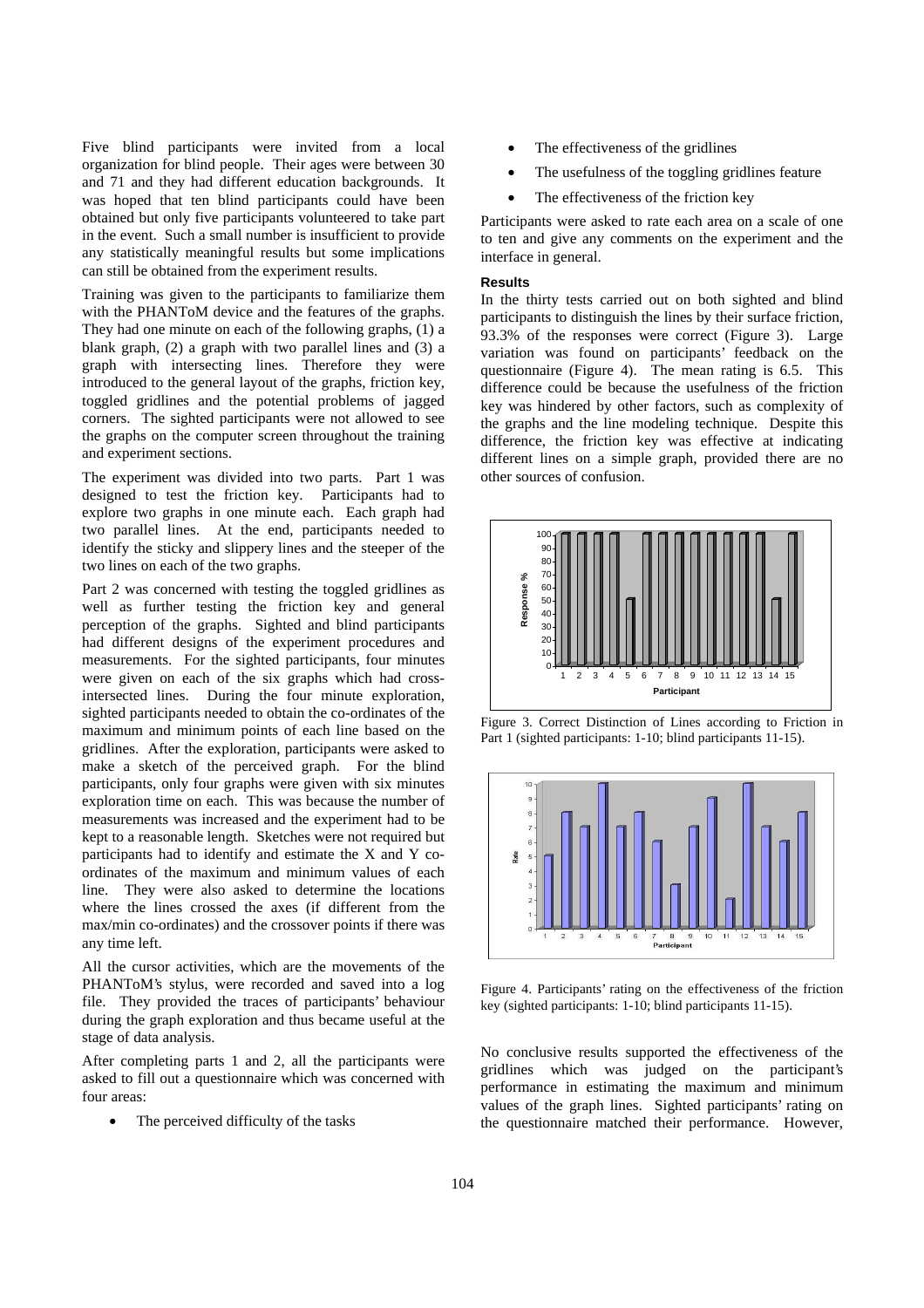Five blind participants were invited from a local organization for blind people. Their ages were between 30 and 71 and they had different education backgrounds. It was hoped that ten blind participants could have been obtained but only five participants volunteered to take part in the event. Such a small number is insufficient to provide any statistically meaningful results but some implications can still be obtained from the experiment results.

Training was given to the participants to familiarize them with the PHANToM device and the features of the graphs. They had one minute on each of the following graphs, (1) a blank graph, (2) a graph with two parallel lines and (3) a graph with intersecting lines. Therefore they were introduced to the general layout of the graphs, friction key, toggled gridlines and the potential problems of jagged corners. The sighted participants were not allowed to see the graphs on the computer screen throughout the training and experiment sections.

The experiment was divided into two parts. Part 1 was designed to test the friction key. Participants had to explore two graphs in one minute each. Each graph had two parallel lines. At the end, participants needed to identify the sticky and slippery lines and the steeper of the two lines on each of the two graphs.

Part 2 was concerned with testing the toggled gridlines as well as further testing the friction key and general perception of the graphs. Sighted and blind participants had different designs of the experiment procedures and measurements. For the sighted participants, four minutes were given on each of the six graphs which had cross-intersected lines. During the four minute exploration, sighted participants needed to obtain the co-ordinates of the maximum and minimum points of each line based on the gridlines. After the exploration, participants were asked to make a sketch of the perceived graph. For the blind participants, only four graphs were given with six minutes exploration time on each. This was because the number of measurements was increased and the experiment had to be kept to a reasonable length. Sketches were not required but participants had to identify and estimate the X and Y co-ordinates of the maximum and minimum values of each line. They were also asked to determine the locations where the lines crossed the axes (if different from the max/min co-ordinates) and the crossover points if there was any time left.

All the cursor activities, which are the movements of the PHANToM's stylus, were recorded and saved into a log file. They provided the traces of participants' behaviour during the graph exploration and thus became useful at the stage of data analysis.

After completing parts 1 and 2, all the participants were asked to fill out a questionnaire which was concerned with four areas:

- The perceived difficulty of the tasks
- The effectiveness of the gridlines
- The usefulness of the toggling gridlines feature
- The effectiveness of the friction key

Participants were asked to rate each area on a scale of one to ten and give any comments on the experiment and the interface in general.

#### Results

In the thirty tests carried out on both sighted and blind participants to distinguish the lines by their surface friction, 93.3% of the responses were correct (Figure 3). Large variation was found on participants' feedback on the questionnaire (Figure 4). The mean rating is 6.5. This difference could be because the usefulness of the friction key was hindered by other factors, such as complexity of the graphs and the line modeling technique. Despite this difference, the friction key was effective at indicating different lines on a simple graph, provided there are no other sources of confusion.

Figure 3. Correct Distinction of Lines according to Friction in Part 1 (sighted participants: 1-10; blind participants 11-15).

Figure 4. Participants' rating on the effectiveness of the friction key (sighted participants: 1-10; blind participants 11-15).

No conclusive results supported the effectiveness of the gridlines which was judged on the participant's performance in estimating the maximum and minimum values of the graph lines. Sighted participants' rating on the questionnaire matched their performance. However,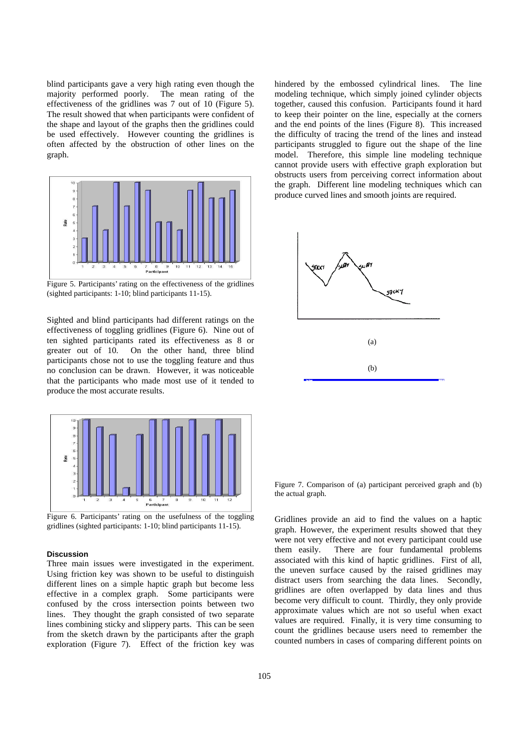blind participants gave a very high rating even though the majority performed poorly. The mean rating of the effectiveness of the gridlines was 7 out of 10 (Figure 5). The result showed that when participants were confident of the shape and layout of the graphs then the gridlines could be used effectively. However counting the gridlines is often affected by the obstruction of other lines on the graph.

Figure 5. Participants' rating on the effectiveness of the gridlines (sighted participants: 1-10; blind participants 11-15).

Sighted and blind participants had different ratings on the effectiveness of toggling gridlines (Figure 6). Nine out of ten sighted participants rated its effectiveness as 8 or greater out of 10. On the other hand, three blind participants chose not to use the toggling feature and thus no conclusion can be drawn. However, it was noticeable that the participants who made most use of it tended to produce the most accurate results.

Figure 6. Participants' rating on the usefulness of the toggling gridlines (sighted participants: 1-10; blind participants 11-15).

#### Discussion

Three main issues were investigated in the experiment. Using friction key was shown to be useful to distinguish different lines on a simple haptic graph but become less effective in a complex graph. Some participants were confused by the cross intersection points between two lines. They thought the graph consisted of two separate lines combining sticky and slippery parts. This can be seen from the sketch drawn by the participants after the graph exploration (Figure 7). Effect of the friction key was hindered by the embossed cylindrical lines. The line modeling technique, which simply joined cylinder objects together, caused this confusion. Participants found it hard to keep their pointer on the line, especially at the corners and the end points of the lines (Figure 8). This increased the difficulty of tracing the trend of the lines and instead participants struggled to figure out the shape of the line model. Therefore, this simple line modeling technique cannot provide users with effective graph exploration but obstructs users from perceiving correct information about the graph. Different line modeling techniques which can produce curved lines and smooth joints are required.

(a)

(b)

Figure 7. Comparison of (a) participant perceived graph and (b) the actual graph.

Gridlines provide an aid to find the values on a haptic graph. However, the experiment results showed that they were not very effective and not every participant could use them easily. There are four fundamental problems associated with this kind of haptic gridlines. First of all, the uneven surface caused by the raised gridlines may distract users from searching the data lines. Secondly, gridlines are often overlapped by data lines and thus become very difficult to count. Thirdly, they only provide approximate values which are not so useful when exact values are required. Finally, it is very time consuming to count the gridlines because users need to remember the counted numbers in cases of comparing different points on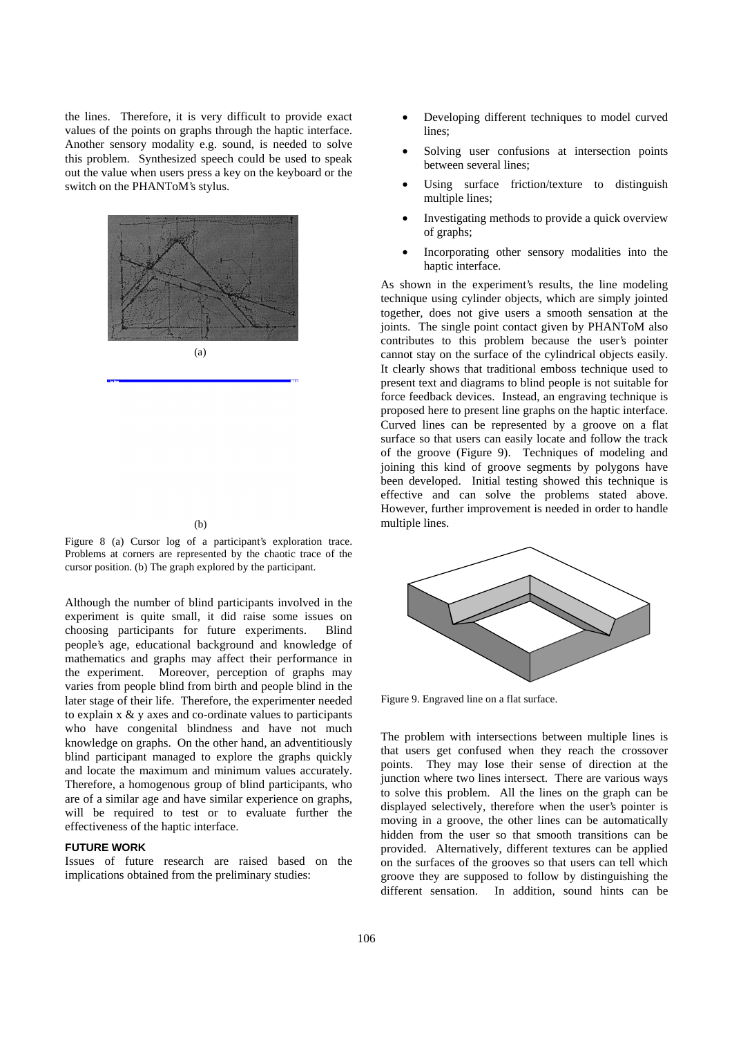the lines. Therefore, it is very difficult to provide exact values of the points on graphs through the haptic interface. Another sensory modality e.g. sound, is needed to solve this problem. Synthesized speech could be used to speak out the value when users press a key on the keyboard or the switch on the PHANToM's stylus.

(a)

(b)

Figure 8 (a) Cursor log of a participant's exploration trace. Problems at corners are represented by the chaotic trace of the cursor position. (b) The graph explored by the participant.

Although the number of blind participants involved in the experiment is quite small, it did raise some issues on choosing participants for future experiments. Blind people's age, educational background and knowledge of mathematics and graphs may affect their performance in the experiment. Moreover, perception of graphs may varies from people blind from birth and people blind in the later stage of their life. Therefore, the experimenter needed to explain x & y axes and co-ordinate values to participants who have congenital blindness and have not much knowledge on graphs. On the other hand, an adventitiously blind participant managed to explore the graphs quickly and locate the maximum and minimum values accurately. Therefore, a homogenous group of blind participants, who are of a similar age and have similar experience on graphs, will be required to test or to evaluate further the effectiveness of the haptic interface.

## FUTURE WORK

Issues of future research are raised based on the implications obtained from the preliminary studies:

- Developing different techniques to model curved lines;
- Solving user confusions at intersection points between several lines;
- Using surface friction/texture to distinguish multiple lines;
- Investigating methods to provide a quick overview of graphs;
- Incorporating other sensory modalities into the haptic interface.

As shown in the experiment's results, the line modeling technique using cylinder objects, which are simply jointed together, does not give users a smooth sensation at the joints. The single point contact given by PHANToM also contributes to this problem because the user's pointer cannot stay on the surface of the cylindrical objects easily. It clearly shows that traditional emboss technique used to present text and diagrams to blind people is not suitable for force feedback devices. Instead, an engraving technique is proposed here to present line graphs on the haptic interface. Curved lines can be represented by a groove on a flat surface so that users can easily locate and follow the track of the groove (Figure 9). Techniques of modeling and joining this kind of groove segments by polygons have been developed. Initial testing showed this technique is effective and can solve the problems stated above. However, further improvement is needed in order to handle multiple lines.

Figure 9. Engraved line on a flat surface.

The problem with intersections between multiple lines is that users get confused when they reach the crossover points. They may lose their sense of direction at the junction where two lines intersect. There are various ways to solve this problem. All the lines on the graph can be displayed selectively, therefore when the user's pointer is moving in a groove, the other lines can be automatically hidden from the user so that smooth transitions can be provided. Alternatively, different textures can be applied on the surfaces of the grooves so that users can tell which groove they are supposed to follow by distinguishing the different sensation. In addition, sound hints can be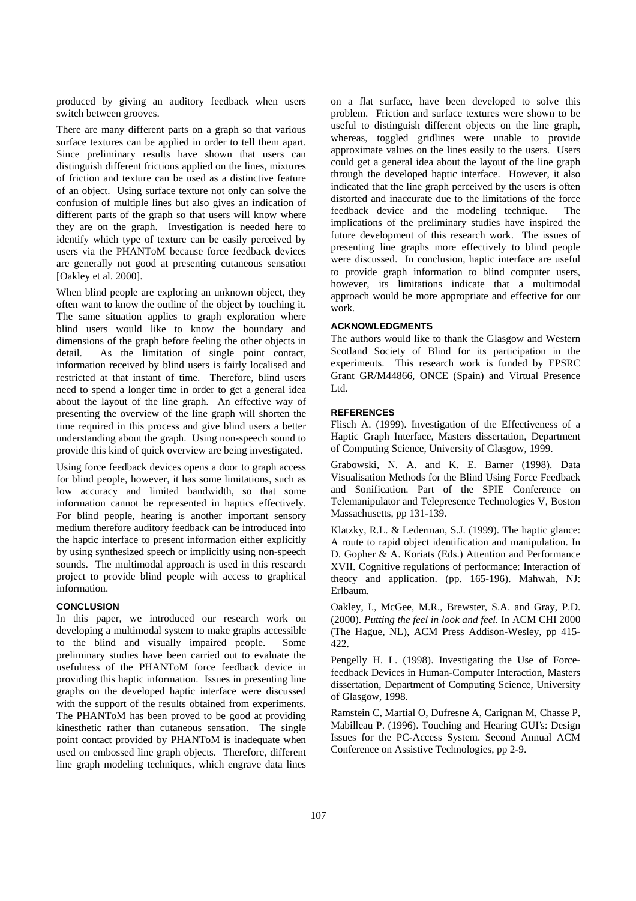produced by giving an auditory feedback when users switch between grooves.

There are many different parts on a graph so that various surface textures can be applied in order to tell them apart. Since preliminary results have shown that users can distinguish different frictions applied on the lines, mixtures of friction and texture can be used as a distinctive feature of an object. Using surface texture not only can solve the confusion of multiple lines but also gives an indication of different parts of the graph so that users will know where they are on the graph. Investigation is needed here to identify which type of texture can be easily perceived by users via the PHANToM because force feedback devices are generally not good at presenting cutaneous sensation [Oakley et al. 2000].

When blind people are exploring an unknown object, they often want to know the outline of the object by touching it. The same situation applies to graph exploration where blind users would like to know the boundary and dimensions of the graph before feeling the other objects in detail. As the limitation of single point contact, information received by blind users is fairly localised and restricted at that instant of time. Therefore, blind users need to spend a longer time in order to get a general idea about the layout of the line graph. An effective way of presenting the overview of the line graph will shorten the time required in this process and give blind users a better understanding about the graph. Using non-speech sound to provide this kind of quick overview are being investigated.

Using force feedback devices opens a door to graph access for blind people, however, it has some limitations, such as low accuracy and limited bandwidth, so that some information cannot be represented in haptics effectively. For blind people, hearing is another important sensory medium therefore auditory feedback can be introduced into the haptic interface to present information either explicitly by using synthesized speech or implicitly using non-speech sounds. The multimodal approach is used in this research project to provide blind people with access to graphical information.

## CONCLUSION

In this paper, we introduced our research work on developing a multimodal system to make graphs accessible to the blind and visually impaired people. Some preliminary studies have been carried out to evaluate the usefulness of the PHANToM force feedback device in providing this haptic information. Issues in presenting line graphs on the developed haptic interface were discussed with the support of the results obtained from experiments. The PHANToM has been proved to be good at providing kinesthetic rather than cutaneous sensation. The single point contact provided by PHANToM is inadequate when used on embossed line graph objects. Therefore, different line graph modeling techniques, which engrave data lines on a flat surface, have been developed to solve this problem. Friction and surface textures were shown to be useful to distinguish different objects on the line graph, whereas, toggled gridlines were unable to provide approximate values on the lines easily to the users. Users could get a general idea about the layout of the line graph through the developed haptic interface. However, it also indicated that the line graph perceived by the users is often distorted and inaccurate due to the limitations of the force feedback device and the modeling technique. The implications of the preliminary studies have inspired the future development of this research work. The issues of presenting line graphs more effectively to blind people were discussed. In conclusion, haptic interface are useful to provide graph information to blind computer users, however, its limitations indicate that a multimodal approach would be more appropriate and effective for our work.

## ACKNOWLEDGMENTS

The authors would like to thank the Glasgow and Western Scotland Society of Blind for its participation in the experiments. This research work is funded by EPSRC Grant GR/M44866, ONCE (Spain) and Virtual Presence Ltd.

## REFERENCES

Flisch A. (1999). Investigation of the Effectiveness of a Haptic Graph Interface, Masters dissertation, Department of Computing Science, University of Glasgow, 1999.

Grabowski, N. A. and K. E. Barner (1998). Data Visualisation Methods for the Blind Using Force Feedback and Sonification. Part of the SPIE Conference on Telemanipulator and Telepresence Technologies V, Boston Massachusetts, pp 131-139.

Klatzky, R.L. & Lederman, S.J. (1999). The haptic glance: A route to rapid object identification and manipulation. In D. Gopher & A. Koriats (Eds.) Attention and Performance XVII. Cognitive regulations of performance: Interaction of theory and application. (pp. 165-196). Mahwah, NJ: Erlbaum.

Oakley, I., McGee, M.R., Brewster, S.A. and Gray, P.D. (2000). *Putting the feel in look and feel.* In ACM CHI 2000 (The Hague, NL), ACM Press Addison-Wesley, pp 415-422.

Pengelly H. L. (1998). Investigating the Use of Force-feedback Devices in Human-Computer Interaction, Masters dissertation, Department of Computing Science, University of Glasgow, 1998.

Ramstein C, Martial O, Dufresne A, Carignan M, Chasse P, Mabilleau P. (1996). Touching and Hearing GUI's: Design Issues for the PC-Access System. Second Annual ACM Conference on Assistive Technologies, pp 2-9.